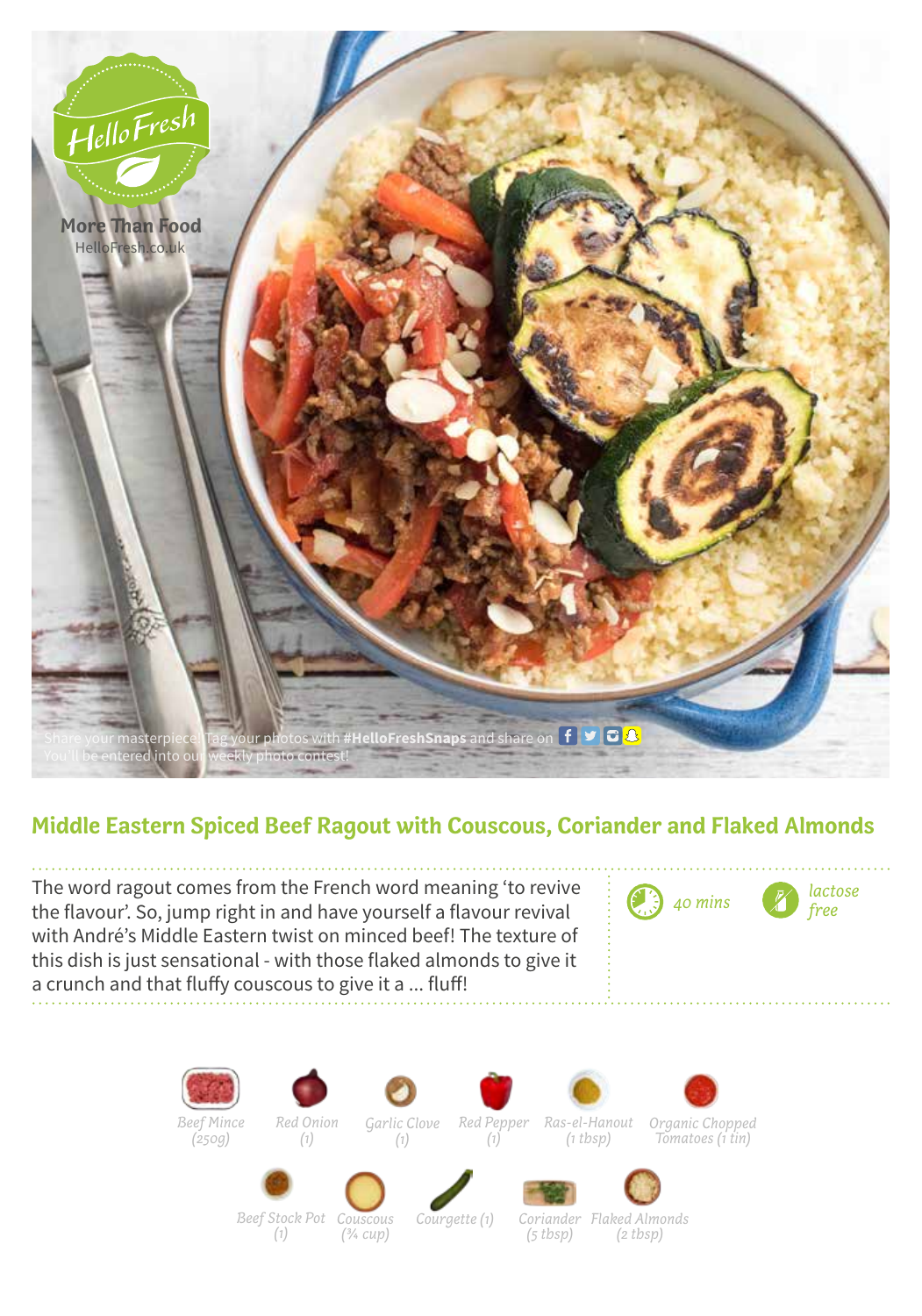HelloFresh

More Than Food

HelloFresh.co.uk

Share your masterpiece! Tag your photos with **#HelloFreshSnaps** and share on

You'll be entered into our weekly photo contest!

## Middle Eastern Spiced Beef Ragout with Couscous, Coriander and Flaked Almonds

The word ragout comes from the French word meaning 'to revive the flavour'. So, jump right in and have yourself a flavour revival with André's Middle Eastern twist on minced beef! The texture of this dish is just sensational - with those flaked almonds to give it a crunch and that fluffy couscous to give it a ... fluff!

*40 mins*

*lactose free*

- *Beef Mince (250g)*
- *Red Onion (1)*
- *Garlic Clove (1)*
- *Red Pepper (1)*
- *Ras-el-Hanout (1 tbsp)*
- *Organic Chopped Tomatoes (1 tin)*
- *Beef Stock Pot (1)*
- *Couscous (¾ cup)*
- *Courgette (1)*
- *Coriander (5 tbsp)*
- *Flaked Almonds (2 tbsp)*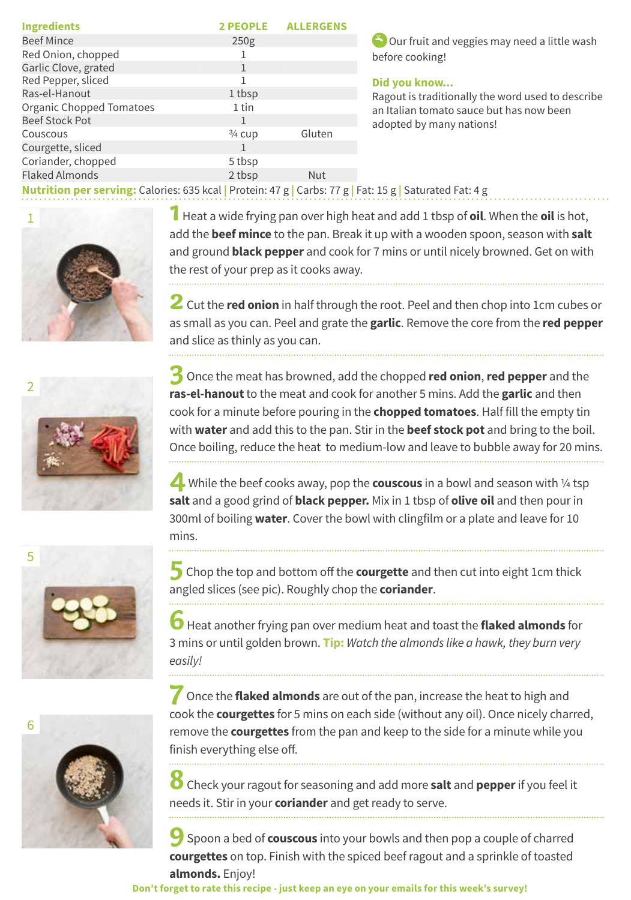| Ingredients | 2 PEOPLE | ALLERGENS |
|---|---|---|
| Beef Mince | 250g | |
| Red Onion, chopped | 1 | |
| Garlic Clove, grated | 1 | |
| Red Pepper, sliced | 1 | |
| Ras-el-Hanout | 1 tbsp | |
| Organic Chopped Tomatoes | 1 tin | |
| Beef Stock Pot | 1 | |
| Couscous | ¾ cup | Gluten |
| Courgette, sliced | 1 | |
| Coriander, chopped | 5 tbsp | |
| Flaked Almonds | 2 tbsp | Nut |

Our fruit and veggies may need a little wash before cooking!

**Did you know...**

Ragout is traditionally the word used to describe an Italian tomato sauce but has now been adopted by many nations!

**Nutrition per serving:** Calories: 635 kcal | Protein: 47 g | Carbs: 77 g | Fat: 15 g | Saturated Fat: 4 g

1

2

5

6

**1** Heat a wide frying pan over high heat and add 1 tbsp of **oil**. When the **oil** is hot, add the **beef mince** to the pan. Break it up with a wooden spoon, season with **salt** and ground **black pepper** and cook for 7 mins or until nicely browned. Get on with the rest of your prep as it cooks away.

**2** Cut the **red onion** in half through the root. Peel and then chop into 1cm cubes or as small as you can. Peel and grate the **garlic**. Remove the core from the **red pepper** and slice as thinly as you can.

**3** Once the meat has browned, add the chopped **red onion**, **red pepper** and the **ras-el-hanout** to the meat and cook for another 5 mins. Add the **garlic** and then cook for a minute before pouring in the **chopped tomatoes**. Half fill the empty tin with **water** and add this to the pan. Stir in the **beef stock pot** and bring to the boil. Once boiling, reduce the heat to medium-low and leave to bubble away for 20 mins.

**4** While the beef cooks away, pop the **couscous** in a bowl and season with ¼ tsp **salt** and a good grind of **black pepper.** Mix in 1 tbsp of **olive oil** and then pour in 300ml of boiling **water**. Cover the bowl with clingfilm or a plate and leave for 10 mins.

**5** Chop the top and bottom off the **courgette** and then cut into eight 1cm thick angled slices (see pic). Roughly chop the **coriander**.

**6** Heat another frying pan over medium heat and toast the **flaked almonds** for 3 mins or until golden brown. **Tip:** *Watch the almonds like a hawk, they burn very easily!*

**7** Once the **flaked almonds** are out of the pan, increase the heat to high and cook the **courgettes** for 5 mins on each side (without any oil). Once nicely charred, remove the **courgettes** from the pan and keep to the side for a minute while you finish everything else off.

**8** Check your ragout for seasoning and add more **salt** and **pepper** if you feel it needs it. Stir in your **coriander** and get ready to serve.

**9** Spoon a bed of **couscous** into your bowls and then pop a couple of charred **courgettes** on top. Finish with the spiced beef ragout and a sprinkle of toasted **almonds.** Enjoy!

**Don't forget to rate this recipe - just keep an eye on your emails for this week's survey!**